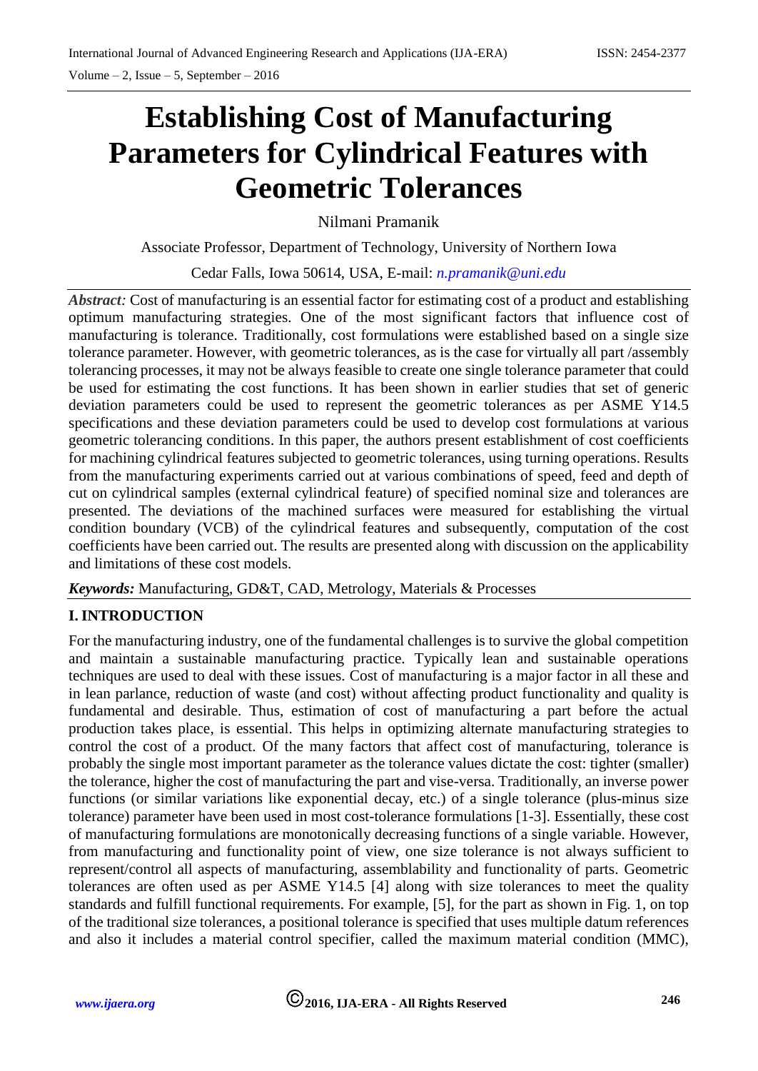# Establishing Cost of Manufacturing Parameters for Cylindrical Features with Geometric Tolerances

Nilmani Pramanik

Associate Professor, Department of Technology, University of Northern Iowa

Cedar Falls, Iowa 50614, USA, E-mail: *n.pramanik@uni.edu*

***Abstract:*** Cost of manufacturing is an essential factor for estimating cost of a product and establishing optimum manufacturing strategies. One of the most significant factors that influence cost of manufacturing is tolerance. Traditionally, cost formulations were established based on a single size tolerance parameter. However, with geometric tolerances, as is the case for virtually all part /assembly tolerancing processes, it may not be always feasible to create one single tolerance parameter that could be used for estimating the cost functions. It has been shown in earlier studies that set of generic deviation parameters could be used to represent the geometric tolerances as per ASME Y14.5 specifications and these deviation parameters could be used to develop cost formulations at various geometric tolerancing conditions. In this paper, the authors present establishment of cost coefficients for machining cylindrical features subjected to geometric tolerances, using turning operations. Results from the manufacturing experiments carried out at various combinations of speed, feed and depth of cut on cylindrical samples (external cylindrical feature) of specified nominal size and tolerances are presented. The deviations of the machined surfaces were measured for establishing the virtual condition boundary (VCB) of the cylindrical features and subsequently, computation of the cost coefficients have been carried out. The results are presented along with discussion on the applicability and limitations of these cost models.

***Keywords:*** Manufacturing, GD&T, CAD, Metrology, Materials & Processes

## I. INTRODUCTION

For the manufacturing industry, one of the fundamental challenges is to survive the global competition and maintain a sustainable manufacturing practice. Typically lean and sustainable operations techniques are used to deal with these issues. Cost of manufacturing is a major factor in all these and in lean parlance, reduction of waste (and cost) without affecting product functionality and quality is fundamental and desirable. Thus, estimation of cost of manufacturing a part before the actual production takes place, is essential. This helps in optimizing alternate manufacturing strategies to control the cost of a product. Of the many factors that affect cost of manufacturing, tolerance is probably the single most important parameter as the tolerance values dictate the cost: tighter (smaller) the tolerance, higher the cost of manufacturing the part and vise-versa. Traditionally, an inverse power functions (or similar variations like exponential decay, etc.) of a single tolerance (plus-minus size tolerance) parameter have been used in most cost-tolerance formulations [1-3]. Essentially, these cost of manufacturing formulations are monotonically decreasing functions of a single variable. However, from manufacturing and functionality point of view, one size tolerance is not always sufficient to represent/control all aspects of manufacturing, assemblability and functionality of parts. Geometric tolerances are often used as per ASME Y14.5 [4] along with size tolerances to meet the quality standards and fulfill functional requirements. For example, [5], for the part as shown in Fig. 1, on top of the traditional size tolerances, a positional tolerance is specified that uses multiple datum references and also it includes a material control specifier, called the maximum material condition (MMC),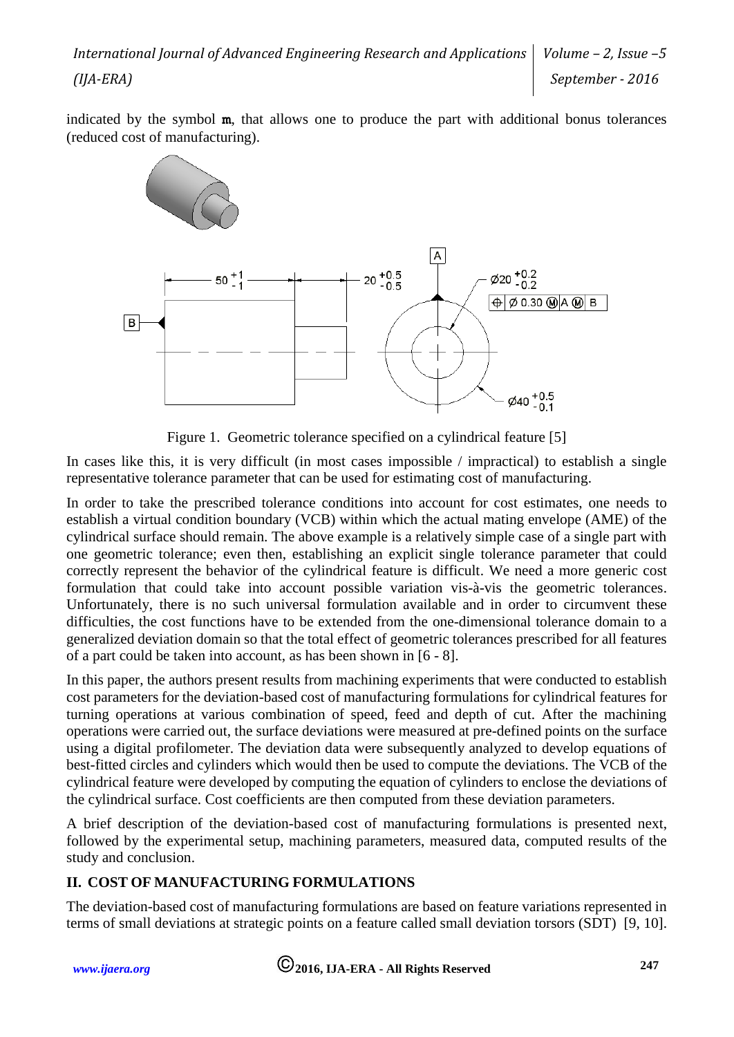indicated by the symbol **m**, that allows one to produce the part with additional bonus tolerances (reduced cost of manufacturing).

Figure 1. Geometric tolerance specified on a cylindrical feature [5]

In cases like this, it is very difficult (in most cases impossible / impractical) to establish a single representative tolerance parameter that can be used for estimating cost of manufacturing.

In order to take the prescribed tolerance conditions into account for cost estimates, one needs to establish a virtual condition boundary (VCB) within which the actual mating envelope (AME) of the cylindrical surface should remain. The above example is a relatively simple case of a single part with one geometric tolerance; even then, establishing an explicit single tolerance parameter that could correctly represent the behavior of the cylindrical feature is difficult. We need a more generic cost formulation that could take into account possible variation vis-à-vis the geometric tolerances. Unfortunately, there is no such universal formulation available and in order to circumvent these difficulties, the cost functions have to be extended from the one-dimensional tolerance domain to a generalized deviation domain so that the total effect of geometric tolerances prescribed for all features of a part could be taken into account, as has been shown in [6 - 8].

In this paper, the authors present results from machining experiments that were conducted to establish cost parameters for the deviation-based cost of manufacturing formulations for cylindrical features for turning operations at various combination of speed, feed and depth of cut. After the machining operations were carried out, the surface deviations were measured at pre-defined points on the surface using a digital profilometer. The deviation data were subsequently analyzed to develop equations of best-fitted circles and cylinders which would then be used to compute the deviations. The VCB of the cylindrical feature were developed by computing the equation of cylinders to enclose the deviations of the cylindrical surface. Cost coefficients are then computed from these deviation parameters.

A brief description of the deviation-based cost of manufacturing formulations is presented next, followed by the experimental setup, machining parameters, measured data, computed results of the study and conclusion.

## II. COST OF MANUFACTURING FORMULATIONS

The deviation-based cost of manufacturing formulations are based on feature variations represented in terms of small deviations at strategic points on a feature called small deviation torsors (SDT) [9, 10].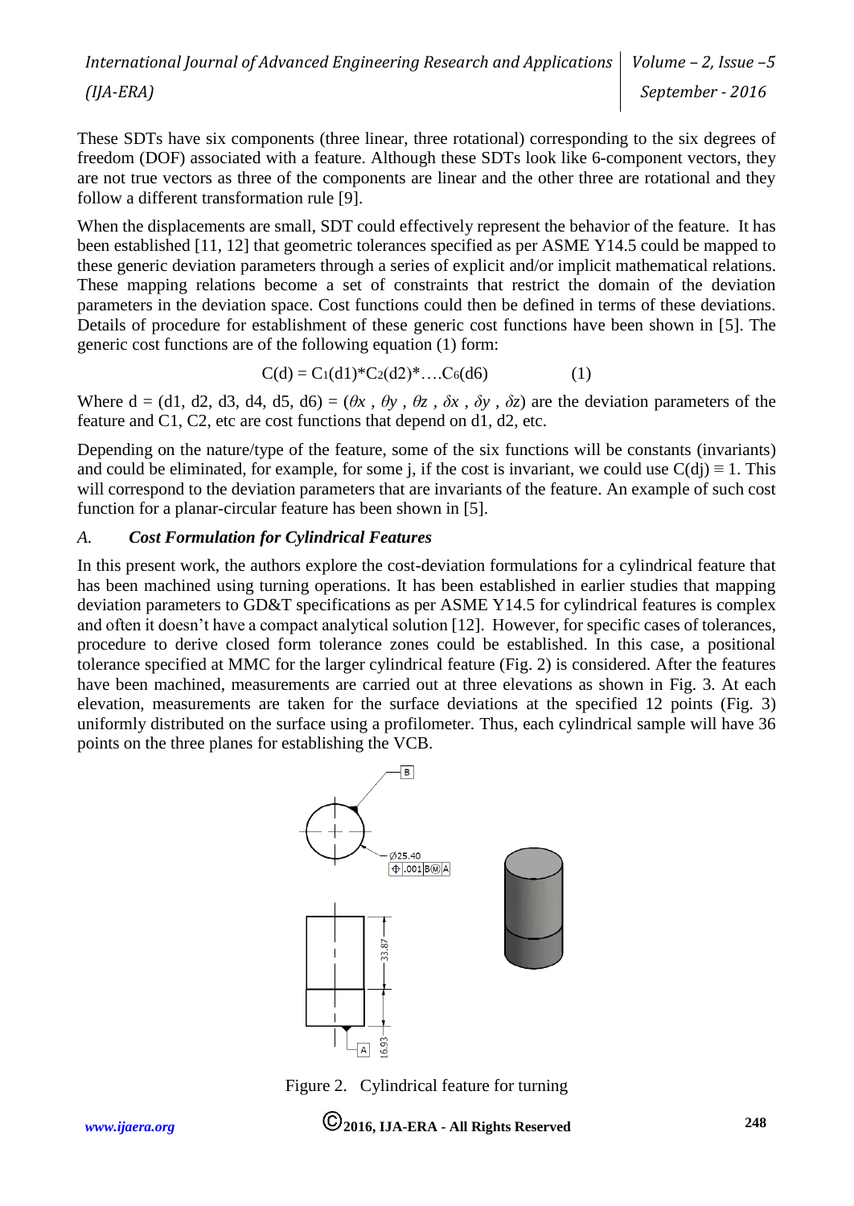These SDTs have six components (three linear, three rotational) corresponding to the six degrees of freedom (DOF) associated with a feature. Although these SDTs look like 6-component vectors, they are not true vectors as three of the components are linear and the other three are rotational and they follow a different transformation rule [9].

When the displacements are small, SDT could effectively represent the behavior of the feature. It has been established [11, 12] that geometric tolerances specified as per ASME Y14.5 could be mapped to these generic deviation parameters through a series of explicit and/or implicit mathematical relations. These mapping relations become a set of constraints that restrict the domain of the deviation parameters in the deviation space. Cost functions could then be defined in terms of these deviations. Details of procedure for establishment of these generic cost functions have been shown in [5]. The generic cost functions are of the following equation (1) form:

$$C(d) = C_1(d1)*C_2(d2)*\ldots C_6(d6) \qquad (1)$$

Where d = (d1, d2, d3, d4, d5, d6) = ($\theta x$ , $\theta y$ , $\theta z$ , $\delta x$ , $\delta y$ , $\delta z$) are the deviation parameters of the feature and C1, C2, etc are cost functions that depend on d1, d2, etc.

Depending on the nature/type of the feature, some of the six functions will be constants (invariants) and could be eliminated, for example, for some j, if the cost is invariant, we could use $C(dj) \equiv 1$. This will correspond to the deviation parameters that are invariants of the feature. An example of such cost function for a planar-circular feature has been shown in [5].

### *A. Cost Formulation for Cylindrical Features*

In this present work, the authors explore the cost-deviation formulations for a cylindrical feature that has been machined using turning operations. It has been established in earlier studies that mapping deviation parameters to GD&T specifications as per ASME Y14.5 for cylindrical features is complex and often it doesn't have a compact analytical solution [12]. However, for specific cases of tolerances, procedure to derive closed form tolerance zones could be established. In this case, a positional tolerance specified at MMC for the larger cylindrical feature (Fig. 2) is considered. After the features have been machined, measurements are carried out at three elevations as shown in Fig. 3. At each elevation, measurements are taken for the surface deviations at the specified 12 points (Fig. 3) uniformly distributed on the surface using a profilometer. Thus, each cylindrical sample will have 36 points on the three planes for establishing the VCB.

Figure 2. Cylindrical feature for turning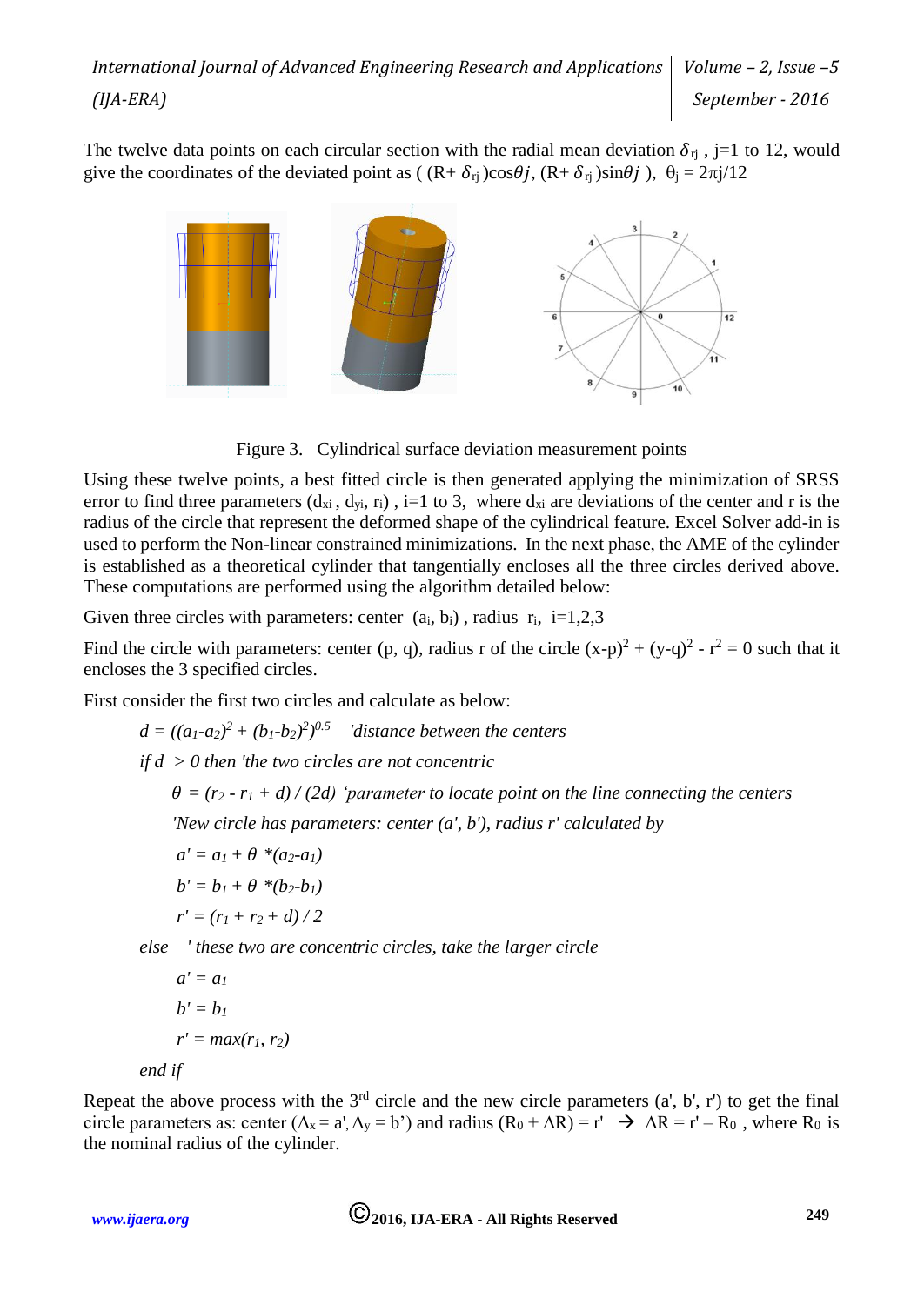The twelve data points on each circular section with the radial mean deviation $\delta_{rj}$ , j=1 to 12, would give the coordinates of the deviated point as ( $(R+\delta_{rj})\cos\theta j$, $(R+\delta_{rj})\sin\theta j$ ), $\theta_j = 2\pi j/12$

Figure 3. Cylindrical surface deviation measurement points

Using these twelve points, a best fitted circle is then generated applying the minimization of SRSS error to find three parameters ($d_{xi}$ , $d_{yi}$, $r_i$) , i=1 to 3, where $d_{xi}$ are deviations of the center and r is the radius of the circle that represent the deformed shape of the cylindrical feature. Excel Solver add-in is used to perform the Non-linear constrained minimizations. In the next phase, the AME of the cylinder is established as a theoretical cylinder that tangentially encloses all the three circles derived above. These computations are performed using the algorithm detailed below:

Given three circles with parameters: center ($a_i$, $b_i$) , radius $r_i$, i=1,2,3

Find the circle with parameters: center (p, q), radius r of the circle $(x-p)^2 + (y-q)^2 - r^2 = 0$ such that it encloses the 3 specified circles.

First consider the first two circles and calculate as below:

$d = ((a_1-a_2)^2 + (b_1-b_2)^2)^{0.5}$ *'distance between the centers*

*if d > 0 then 'the two circles are not concentric*

$\theta = (r_2 - r_1 + d) / (2d)$ *'parameter to locate point on the line connecting the centers*

*'New circle has parameters: center (a', b'), radius r' calculated by*

$a' = a_1 + \theta * (a_2 - a_1)$

$b' = b_1 + \theta * (b_2 - b_1)$

$r' = (r_1 + r_2 + d) / 2$

*else ' these two are concentric circles, take the larger circle*

$a' = a_1$

$b' = b_1$

$r' = max(r_1, r_2)$

*end if*

Repeat the above process with the 3rd circle and the new circle parameters (a', b', r') to get the final circle parameters as: center ($\Delta_x = a'$, $\Delta_y = b'$) and radius $(R_0 + \Delta R) = r'$ → $\Delta R = r' - R_0$ , where $R_0$ is the nominal radius of the cylinder.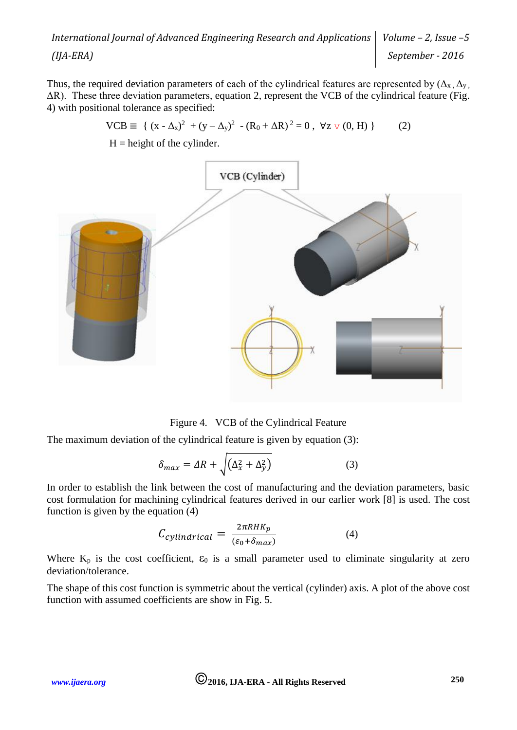Thus, the required deviation parameters of each of the cylindrical features are represented by ($\Delta_x$, $\Delta_y$, $\Delta R$). These three deviation parameters, equation 2, represent the VCB of the cylindrical feature (Fig. 4) with positional tolerance as specified:

$$VCB \equiv \{ (x - \Delta_x)^2 + (y - \Delta_y)^2 - (R_0 + \Delta R)^2 = 0 \, , \; \forall z \in (0, H) \} \qquad (2)$$

H = height of the cylinder.

Figure 4. VCB of the Cylindrical Feature

The maximum deviation of the cylindrical feature is given by equation (3):

$$\delta_{max} = \Delta R + \sqrt{(\Delta_x^2 + \Delta_y^2)} \qquad (3)$$

In order to establish the link between the cost of manufacturing and the deviation parameters, basic cost formulation for machining cylindrical features derived in our earlier work [8] is used. The cost function is given by the equation (4)

$$C_{cylindrical} = \frac{2\pi RHK_p}{(\varepsilon_0 + \delta_{max})} \qquad (4)$$

Where $K_p$ is the cost coefficient, $\varepsilon_0$ is a small parameter used to eliminate singularity at zero deviation/tolerance.

The shape of this cost function is symmetric about the vertical (cylinder) axis. A plot of the above cost function with assumed coefficients are show in Fig. 5.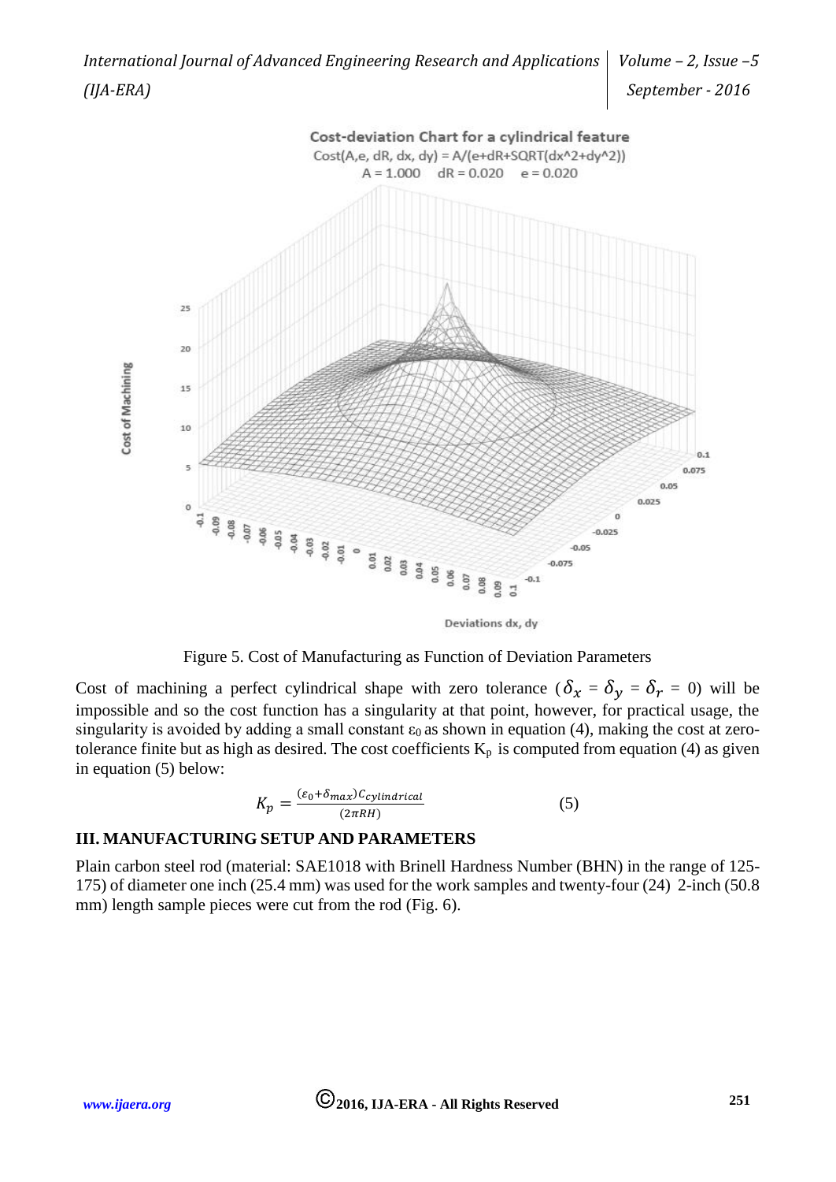Figure 5. Cost of Manufacturing as Function of Deviation Parameters

Cost of machining a perfect cylindrical shape with zero tolerance ($\delta_x = \delta_y = \delta_r = 0$) will be impossible and so the cost function has a singularity at that point, however, for practical usage, the singularity is avoided by adding a small constant $\varepsilon_0$ as shown in equation (4), making the cost at zero-tolerance finite but as high as desired. The cost coefficients $K_p$ is computed from equation (4) as given in equation (5) below:

$$K_p = \frac{(\varepsilon_0 + \delta_{max}) C_{cylindrical}}{(2\pi RH)} \tag{5}$$

## III. MANUFACTURING SETUP AND PARAMETERS

Plain carbon steel rod (material: SAE1018 with Brinell Hardness Number (BHN) in the range of 125-175) of diameter one inch (25.4 mm) was used for the work samples and twenty-four (24) 2-inch (50.8 mm) length sample pieces were cut from the rod (Fig. 6).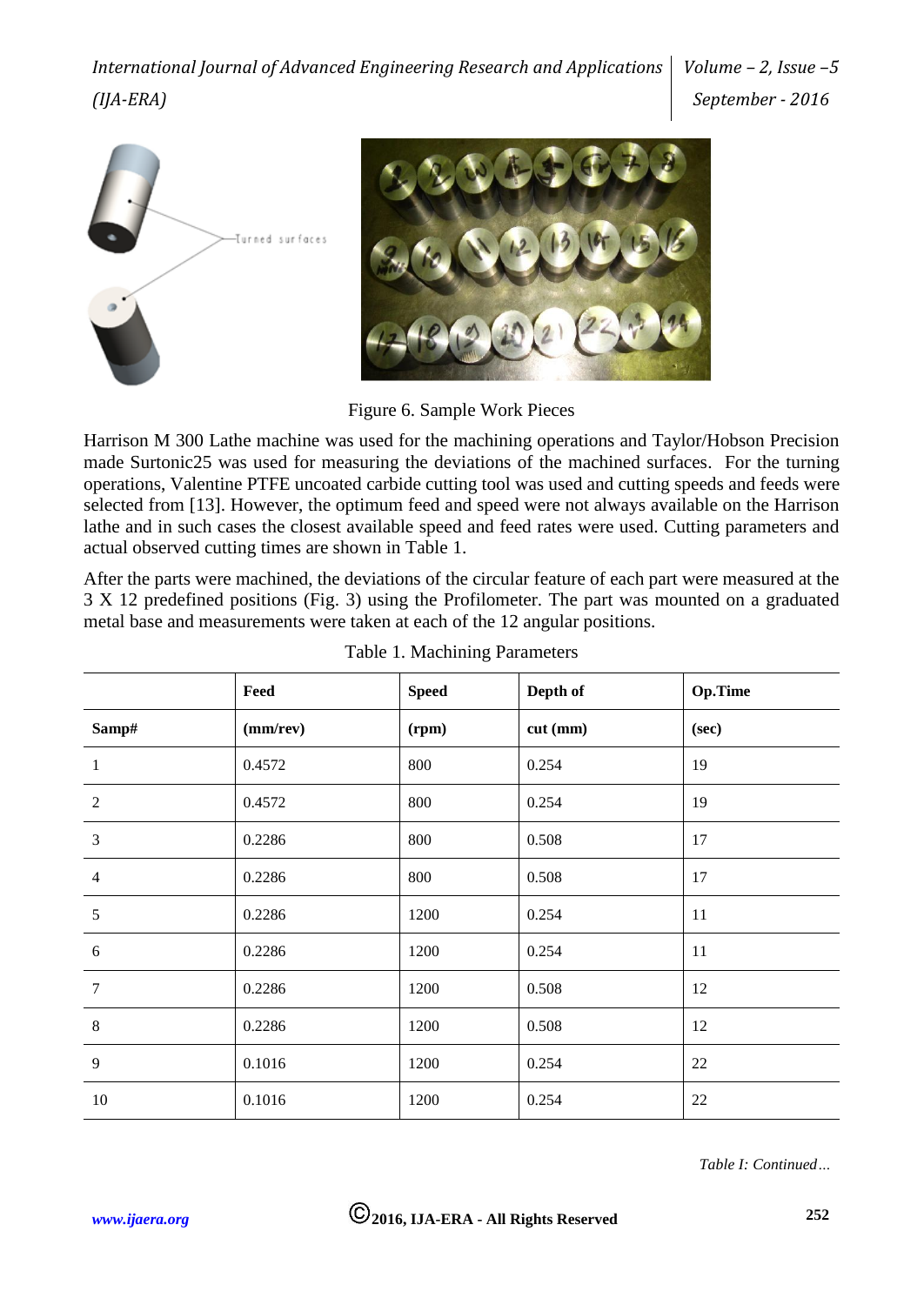Figure 6. Sample Work Pieces

Harrison M 300 Lathe machine was used for the machining operations and Taylor/Hobson Precision made Surtonic25 was used for measuring the deviations of the machined surfaces. For the turning operations, Valentine PTFE uncoated carbide cutting tool was used and cutting speeds and feeds were selected from [13]. However, the optimum feed and speed were not always available on the Harrison lathe and in such cases the closest available speed and feed rates were used. Cutting parameters and actual observed cutting times are shown in Table 1.

After the parts were machined, the deviations of the circular feature of each part were measured at the 3 X 12 predefined positions (Fig. 3) using the Profilometer. The part was mounted on a graduated metal base and measurements were taken at each of the 12 angular positions.

Table 1. Machining Parameters

| | **Feed** | **Speed** | **Depth of** | **Op.Time** |
|---|---|---|---|---|
| **Samp#** | **(mm/rev)** | **(rpm)** | **cut (mm)** | **(sec)** |
| 1 | 0.4572 | 800 | 0.254 | 19 |
| 2 | 0.4572 | 800 | 0.254 | 19 |
| 3 | 0.2286 | 800 | 0.508 | 17 |
| 4 | 0.2286 | 800 | 0.508 | 17 |
| 5 | 0.2286 | 1200 | 0.254 | 11 |
| 6 | 0.2286 | 1200 | 0.254 | 11 |
| 7 | 0.2286 | 1200 | 0.508 | 12 |
| 8 | 0.2286 | 1200 | 0.508 | 12 |
| 9 | 0.1016 | 1200 | 0.254 | 22 |
| 10 | 0.1016 | 1200 | 0.254 | 22 |

*Table I: Continued…*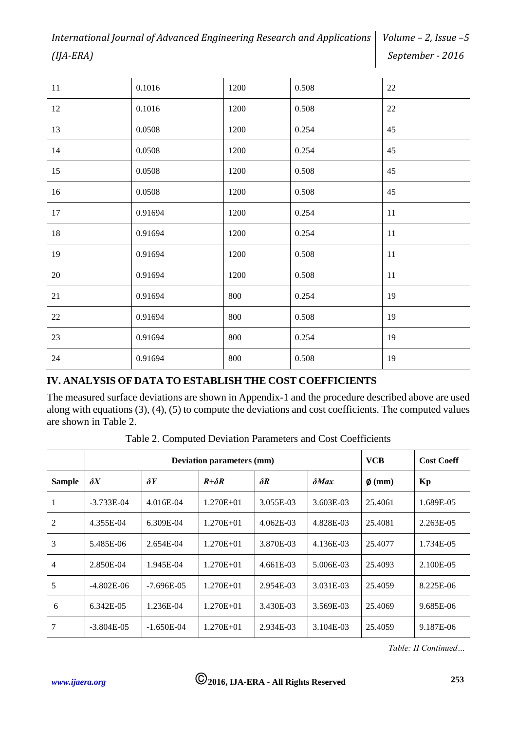| | | | | |
|---|---|---|---|---|
| 11 | 0.1016 | 1200 | 0.508 | 22 |
| 12 | 0.1016 | 1200 | 0.508 | 22 |
| 13 | 0.0508 | 1200 | 0.254 | 45 |
| 14 | 0.0508 | 1200 | 0.254 | 45 |
| 15 | 0.0508 | 1200 | 0.508 | 45 |
| 16 | 0.0508 | 1200 | 0.508 | 45 |
| 17 | 0.91694 | 1200 | 0.254 | 11 |
| 18 | 0.91694 | 1200 | 0.254 | 11 |
| 19 | 0.91694 | 1200 | 0.508 | 11 |
| 20 | 0.91694 | 1200 | 0.508 | 11 |
| 21 | 0.91694 | 800 | 0.254 | 19 |
| 22 | 0.91694 | 800 | 0.508 | 19 |
| 23 | 0.91694 | 800 | 0.254 | 19 |
| 24 | 0.91694 | 800 | 0.508 | 19 |

## IV. ANALYSIS OF DATA TO ESTABLISH THE COST COEFFICIENTS

The measured surface deviations are shown in Appendix-1 and the procedure described above are used along with equations (3), (4), (5) to compute the deviations and cost coefficients. The computed values are shown in Table 2.

Table 2. Computed Deviation Parameters and Cost Coefficients

| | Deviation parameters (mm) | | | | | VCB | Cost Coeff |
|---|---|---|---|---|---|---|---|
| **Sample** | $\delta X$ | $\delta Y$ | $R{+}\delta R$ | $\delta R$ | $\delta Max$ | $\phi$ (mm) | **Kp** |
| 1 | -3.733E-04 | 4.016E-04 | 1.270E+01 | 3.055E-03 | 3.603E-03 | 25.4061 | 1.689E-05 |
| 2 | 4.355E-04 | 6.309E-04 | 1.270E+01 | 4.062E-03 | 4.828E-03 | 25.4081 | 2.263E-05 |
| 3 | 5.485E-06 | 2.654E-04 | 1.270E+01 | 3.870E-03 | 4.136E-03 | 25.4077 | 1.734E-05 |
| 4 | 2.850E-04 | 1.945E-04 | 1.270E+01 | 4.661E-03 | 5.006E-03 | 25.4093 | 2.100E-05 |
| 5 | -4.802E-06 | -7.696E-05 | 1.270E+01 | 2.954E-03 | 3.031E-03 | 25.4059 | 8.225E-06 |
| 6 | 6.342E-05 | 1.236E-04 | 1.270E+01 | 3.430E-03 | 3.569E-03 | 25.4069 | 9.685E-06 |
| 7 | -3.804E-05 | -1.650E-04 | 1.270E+01 | 2.934E-03 | 3.104E-03 | 25.4059 | 9.187E-06 |

*Table: II Continued…*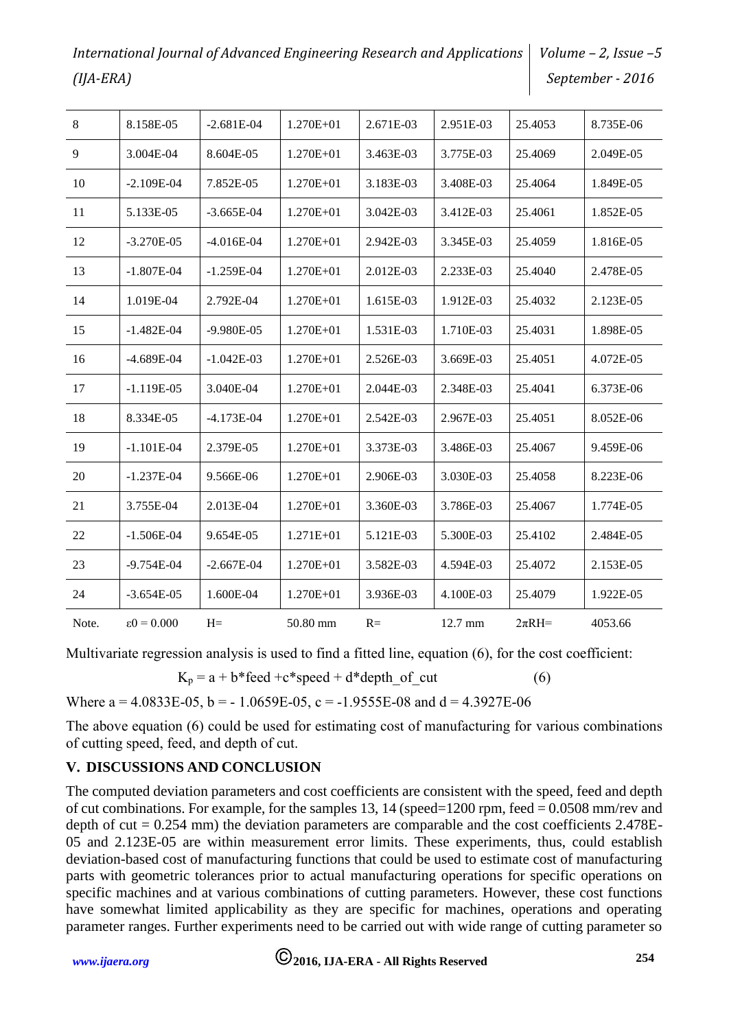| 8 | 8.158E-05 | -2.681E-04 | 1.270E+01 | 2.671E-03 | 2.951E-03 | 25.4053 | 8.735E-06 |
|---|---|---|---|---|---|---|---|
| 9 | 3.004E-04 | 8.604E-05 | 1.270E+01 | 3.463E-03 | 3.775E-03 | 25.4069 | 2.049E-05 |
| 10 | -2.109E-04 | 7.852E-05 | 1.270E+01 | 3.183E-03 | 3.408E-03 | 25.4064 | 1.849E-05 |
| 11 | 5.133E-05 | -3.665E-04 | 1.270E+01 | 3.042E-03 | 3.412E-03 | 25.4061 | 1.852E-05 |
| 12 | -3.270E-05 | -4.016E-04 | 1.270E+01 | 2.942E-03 | 3.345E-03 | 25.4059 | 1.816E-05 |
| 13 | -1.807E-04 | -1.259E-04 | 1.270E+01 | 2.012E-03 | 2.233E-03 | 25.4040 | 2.478E-05 |
| 14 | 1.019E-04 | 2.792E-04 | 1.270E+01 | 1.615E-03 | 1.912E-03 | 25.4032 | 2.123E-05 |
| 15 | -1.482E-04 | -9.980E-05 | 1.270E+01 | 1.531E-03 | 1.710E-03 | 25.4031 | 1.898E-05 |
| 16 | -4.689E-04 | -1.042E-03 | 1.270E+01 | 2.526E-03 | 3.669E-03 | 25.4051 | 4.072E-05 |
| 17 | -1.119E-05 | 3.040E-04 | 1.270E+01 | 2.044E-03 | 2.348E-03 | 25.4041 | 6.373E-06 |
| 18 | 8.334E-05 | -4.173E-04 | 1.270E+01 | 2.542E-03 | 2.967E-03 | 25.4051 | 8.052E-06 |
| 19 | -1.101E-04 | 2.379E-05 | 1.270E+01 | 3.373E-03 | 3.486E-03 | 25.4067 | 9.459E-06 |
| 20 | -1.237E-04 | 9.566E-06 | 1.270E+01 | 2.906E-03 | 3.030E-03 | 25.4058 | 8.223E-06 |
| 21 | 3.755E-04 | 2.013E-04 | 1.270E+01 | 3.360E-03 | 3.786E-03 | 25.4067 | 1.774E-05 |
| 22 | -1.506E-04 | 9.654E-05 | 1.271E+01 | 5.121E-03 | 5.300E-03 | 25.4102 | 2.484E-05 |
| 23 | -9.754E-04 | -2.667E-04 | 1.270E+01 | 3.582E-03 | 4.594E-03 | 25.4072 | 2.153E-05 |
| 24 | -3.654E-05 | 1.600E-04 | 1.270E+01 | 3.936E-03 | 4.100E-03 | 25.4079 | 1.922E-05 |
| Note. | $\varepsilon 0 = 0.000$ | H= | 50.80 mm | R= | 12.7 mm | $2\pi RH$= | 4053.66 |

Multivariate regression analysis is used to find a fitted line, equation (6), for the cost coefficient:

$$K_p = a + b*\text{feed} + c*\text{speed} + d*\text{depth\_of\_cut} \qquad (6)$$

Where a = 4.0833E-05, b = - 1.0659E-05, c = -1.9555E-08 and d = 4.3927E-06

The above equation (6) could be used for estimating cost of manufacturing for various combinations of cutting speed, feed, and depth of cut.

## V. DISCUSSIONS AND CONCLUSION

The computed deviation parameters and cost coefficients are consistent with the speed, feed and depth of cut combinations. For example, for the samples 13, 14 (speed=1200 rpm, feed = 0.0508 mm/rev and depth of cut = 0.254 mm) the deviation parameters are comparable and the cost coefficients 2.478E-05 and 2.123E-05 are within measurement error limits. These experiments, thus, could establish deviation-based cost of manufacturing functions that could be used to estimate cost of manufacturing parts with geometric tolerances prior to actual manufacturing operations for specific operations on specific machines and at various combinations of cutting parameters. However, these cost functions have somewhat limited applicability as they are specific for machines, operations and operating parameter ranges. Further experiments need to be carried out with wide range of cutting parameter so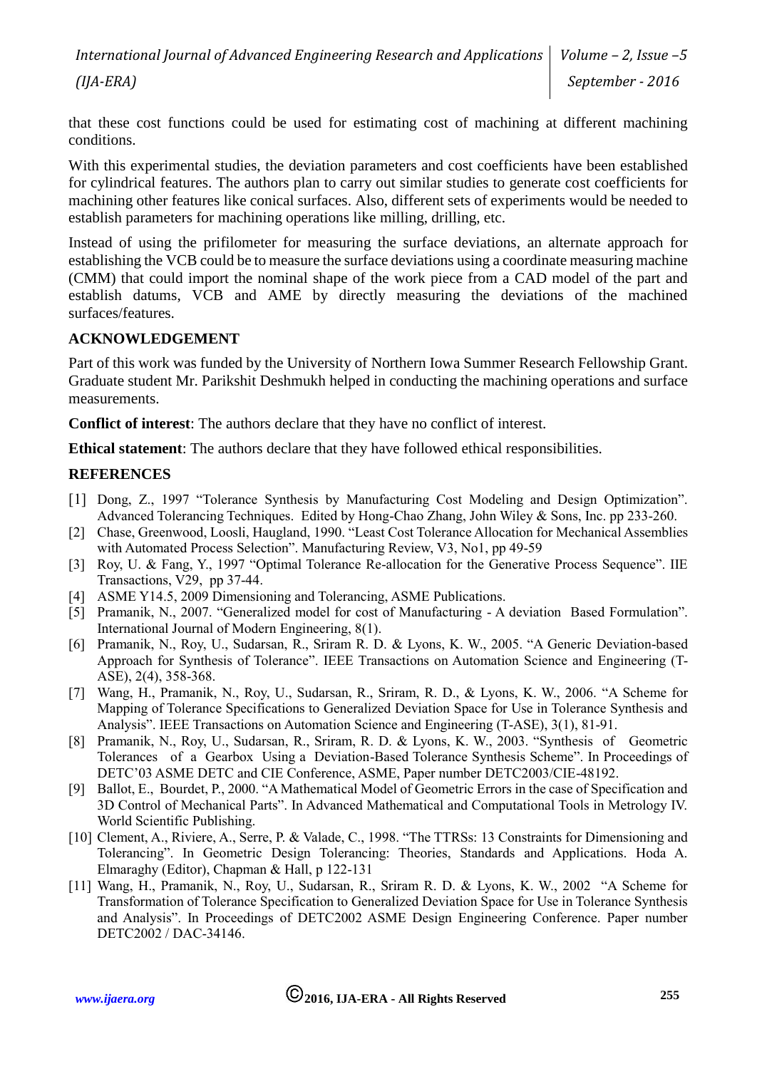that these cost functions could be used for estimating cost of machining at different machining conditions.

With this experimental studies, the deviation parameters and cost coefficients have been established for cylindrical features. The authors plan to carry out similar studies to generate cost coefficients for machining other features like conical surfaces. Also, different sets of experiments would be needed to establish parameters for machining operations like milling, drilling, etc.

Instead of using the prifilometer for measuring the surface deviations, an alternate approach for establishing the VCB could be to measure the surface deviations using a coordinate measuring machine (CMM) that could import the nominal shape of the work piece from a CAD model of the part and establish datums, VCB and AME by directly measuring the deviations of the machined surfaces/features.

## ACKNOWLEDGEMENT

Part of this work was funded by the University of Northern Iowa Summer Research Fellowship Grant. Graduate student Mr. Parikshit Deshmukh helped in conducting the machining operations and surface measurements.

**Conflict of interest**: The authors declare that they have no conflict of interest.

**Ethical statement**: The authors declare that they have followed ethical responsibilities.

## REFERENCES

[1] Dong, Z., 1997 "Tolerance Synthesis by Manufacturing Cost Modeling and Design Optimization". Advanced Tolerancing Techniques. Edited by Hong-Chao Zhang, John Wiley & Sons, Inc. pp 233-260.

[2] Chase, Greenwood, Loosli, Haugland, 1990. "Least Cost Tolerance Allocation for Mechanical Assemblies with Automated Process Selection". Manufacturing Review, V3, No1, pp 49-59

[3] Roy, U. & Fang, Y., 1997 "Optimal Tolerance Re-allocation for the Generative Process Sequence". IIE Transactions, V29, pp 37-44.

[4] ASME Y14.5, 2009 Dimensioning and Tolerancing, ASME Publications.

[5] Pramanik, N., 2007. "Generalized model for cost of Manufacturing - A deviation Based Formulation". International Journal of Modern Engineering, 8(1).

[6] Pramanik, N., Roy, U., Sudarsan, R., Sriram R. D. & Lyons, K. W., 2005. "A Generic Deviation-based Approach for Synthesis of Tolerance". IEEE Transactions on Automation Science and Engineering (T-ASE), 2(4), 358-368.

[7] Wang, H., Pramanik, N., Roy, U., Sudarsan, R., Sriram, R. D., & Lyons, K. W., 2006. "A Scheme for Mapping of Tolerance Specifications to Generalized Deviation Space for Use in Tolerance Synthesis and Analysis". IEEE Transactions on Automation Science and Engineering (T-ASE), 3(1), 81-91.

[8] Pramanik, N., Roy, U., Sudarsan, R., Sriram, R. D. & Lyons, K. W., 2003. "Synthesis of Geometric Tolerances of a Gearbox Using a Deviation-Based Tolerance Synthesis Scheme". In Proceedings of DETC'03 ASME DETC and CIE Conference, ASME, Paper number DETC2003/CIE-48192.

[9] Ballot, E., Bourdet, P., 2000. "A Mathematical Model of Geometric Errors in the case of Specification and 3D Control of Mechanical Parts". In Advanced Mathematical and Computational Tools in Metrology IV. World Scientific Publishing.

[10] Clement, A., Riviere, A., Serre, P. & Valade, C., 1998. "The TTRSs: 13 Constraints for Dimensioning and Tolerancing". In Geometric Design Tolerancing: Theories, Standards and Applications. Hoda A. Elmaraghy (Editor), Chapman & Hall, p 122-131

[11] Wang, H., Pramanik, N., Roy, U., Sudarsan, R., Sriram R. D. & Lyons, K. W., 2002 "A Scheme for Transformation of Tolerance Specification to Generalized Deviation Space for Use in Tolerance Synthesis and Analysis". In Proceedings of DETC2002 ASME Design Engineering Conference. Paper number DETC2002 / DAC-34146.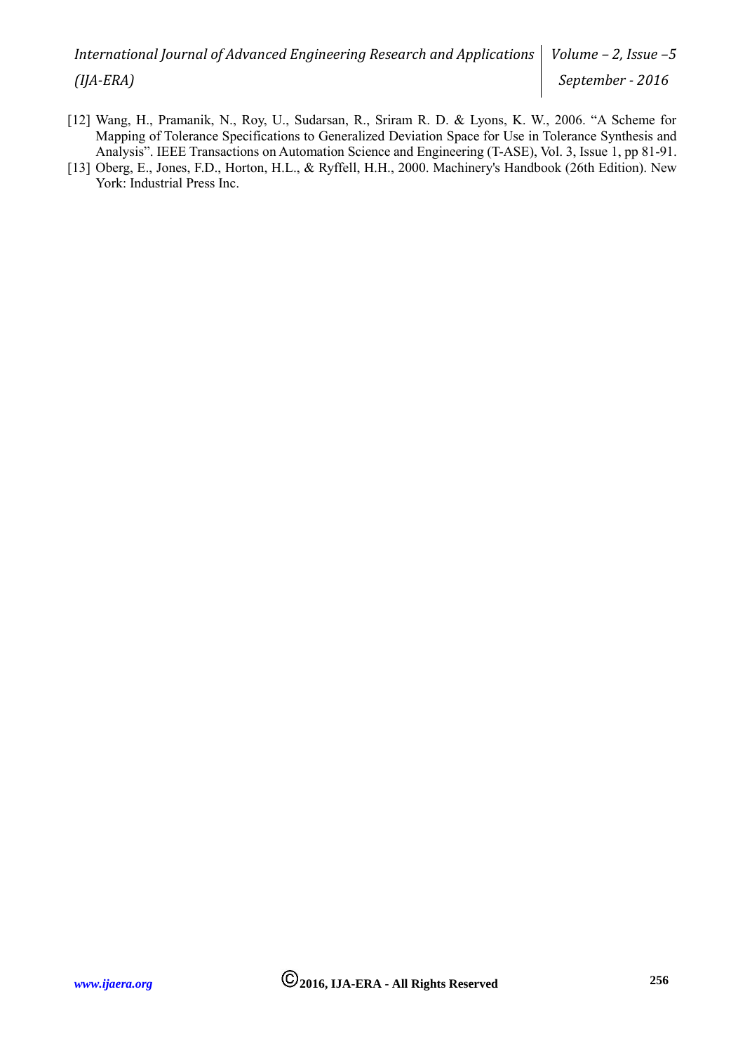[12] Wang, H., Pramanik, N., Roy, U., Sudarsan, R., Sriram R. D. & Lyons, K. W., 2006. "A Scheme for Mapping of Tolerance Specifications to Generalized Deviation Space for Use in Tolerance Synthesis and Analysis". IEEE Transactions on Automation Science and Engineering (T-ASE), Vol. 3, Issue 1, pp 81-91.

[13] Oberg, E., Jones, F.D., Horton, H.L., & Ryffell, H.H., 2000. Machinery's Handbook (26th Edition). New York: Industrial Press Inc.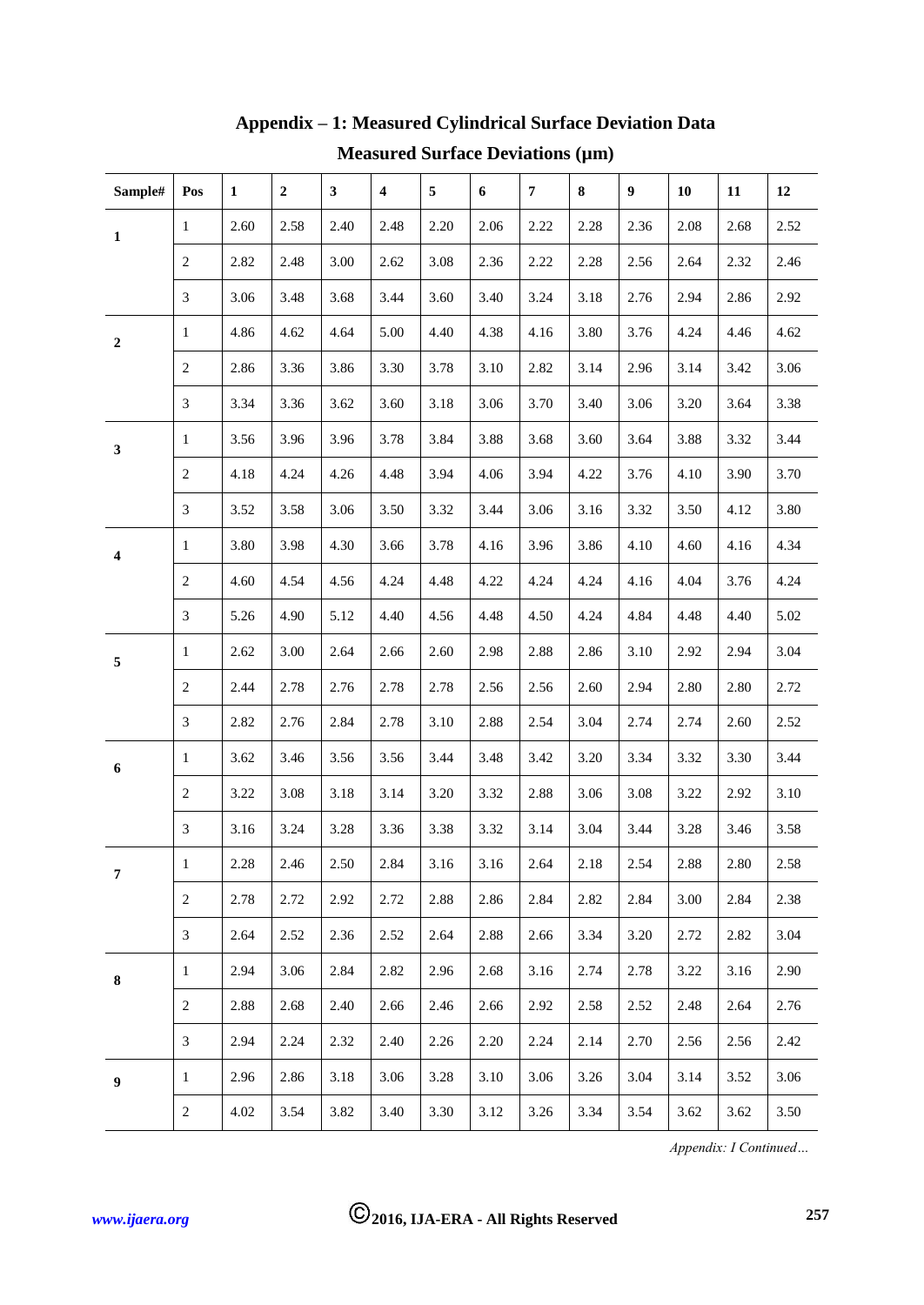## Appendix – 1: Measured Cylindrical Surface Deviation Data

### Measured Surface Deviations (μm)

| Sample# | Pos | 1 | 2 | 3 | 4 | 5 | 6 | 7 | 8 | 9 | 10 | 11 | 12 |
|---|---|---|---|---|---|---|---|---|---|---|---|---|---|
| **1** | 1 | 2.60 | 2.58 | 2.40 | 2.48 | 2.20 | 2.06 | 2.22 | 2.28 | 2.36 | 2.08 | 2.68 | 2.52 |
| | 2 | 2.82 | 2.48 | 3.00 | 2.62 | 3.08 | 2.36 | 2.22 | 2.28 | 2.56 | 2.64 | 2.32 | 2.46 |
| | 3 | 3.06 | 3.48 | 3.68 | 3.44 | 3.60 | 3.40 | 3.24 | 3.18 | 2.76 | 2.94 | 2.86 | 2.92 |
| **2** | 1 | 4.86 | 4.62 | 4.64 | 5.00 | 4.40 | 4.38 | 4.16 | 3.80 | 3.76 | 4.24 | 4.46 | 4.62 |
| | 2 | 2.86 | 3.36 | 3.86 | 3.30 | 3.78 | 3.10 | 2.82 | 3.14 | 2.96 | 3.14 | 3.42 | 3.06 |
| | 3 | 3.34 | 3.36 | 3.62 | 3.60 | 3.18 | 3.06 | 3.70 | 3.40 | 3.06 | 3.20 | 3.64 | 3.38 |
| **3** | 1 | 3.56 | 3.96 | 3.96 | 3.78 | 3.84 | 3.88 | 3.68 | 3.60 | 3.64 | 3.88 | 3.32 | 3.44 |
| | 2 | 4.18 | 4.24 | 4.26 | 4.48 | 3.94 | 4.06 | 3.94 | 4.22 | 3.76 | 4.10 | 3.90 | 3.70 |
| | 3 | 3.52 | 3.58 | 3.06 | 3.50 | 3.32 | 3.44 | 3.06 | 3.16 | 3.32 | 3.50 | 4.12 | 3.80 |
| **4** | 1 | 3.80 | 3.98 | 4.30 | 3.66 | 3.78 | 4.16 | 3.96 | 3.86 | 4.10 | 4.60 | 4.16 | 4.34 |
| | 2 | 4.60 | 4.54 | 4.56 | 4.24 | 4.48 | 4.22 | 4.24 | 4.24 | 4.16 | 4.04 | 3.76 | 4.24 |
| | 3 | 5.26 | 4.90 | 5.12 | 4.40 | 4.56 | 4.48 | 4.50 | 4.24 | 4.84 | 4.48 | 4.40 | 5.02 |
| **5** | 1 | 2.62 | 3.00 | 2.64 | 2.66 | 2.60 | 2.98 | 2.88 | 2.86 | 3.10 | 2.92 | 2.94 | 3.04 |
| | 2 | 2.44 | 2.78 | 2.76 | 2.78 | 2.78 | 2.56 | 2.56 | 2.60 | 2.94 | 2.80 | 2.80 | 2.72 |
| | 3 | 2.82 | 2.76 | 2.84 | 2.78 | 3.10 | 2.88 | 2.54 | 3.04 | 2.74 | 2.74 | 2.60 | 2.52 |
| **6** | 1 | 3.62 | 3.46 | 3.56 | 3.56 | 3.44 | 3.48 | 3.42 | 3.20 | 3.34 | 3.32 | 3.30 | 3.44 |
| | 2 | 3.22 | 3.08 | 3.18 | 3.14 | 3.20 | 3.32 | 2.88 | 3.06 | 3.08 | 3.22 | 2.92 | 3.10 |
| | 3 | 3.16 | 3.24 | 3.28 | 3.36 | 3.38 | 3.32 | 3.14 | 3.04 | 3.44 | 3.28 | 3.46 | 3.58 |
| **7** | 1 | 2.28 | 2.46 | 2.50 | 2.84 | 3.16 | 3.16 | 2.64 | 2.18 | 2.54 | 2.88 | 2.80 | 2.58 |
| | 2 | 2.78 | 2.72 | 2.92 | 2.72 | 2.88 | 2.86 | 2.84 | 2.82 | 2.84 | 3.00 | 2.84 | 2.38 |
| | 3 | 2.64 | 2.52 | 2.36 | 2.52 | 2.64 | 2.88 | 2.66 | 3.34 | 3.20 | 2.72 | 2.82 | 3.04 |
| **8** | 1 | 2.94 | 3.06 | 2.84 | 2.82 | 2.96 | 2.68 | 3.16 | 2.74 | 2.78 | 3.22 | 3.16 | 2.90 |
| | 2 | 2.88 | 2.68 | 2.40 | 2.66 | 2.46 | 2.66 | 2.92 | 2.58 | 2.52 | 2.48 | 2.64 | 2.76 |
| | 3 | 2.94 | 2.24 | 2.32 | 2.40 | 2.26 | 2.20 | 2.24 | 2.14 | 2.70 | 2.56 | 2.56 | 2.42 |
| **9** | 1 | 2.96 | 2.86 | 3.18 | 3.06 | 3.28 | 3.10 | 3.06 | 3.26 | 3.04 | 3.14 | 3.52 | 3.06 |
| | 2 | 4.02 | 3.54 | 3.82 | 3.40 | 3.30 | 3.12 | 3.26 | 3.34 | 3.54 | 3.62 | 3.62 | 3.50 |

*Appendix: I Continued…*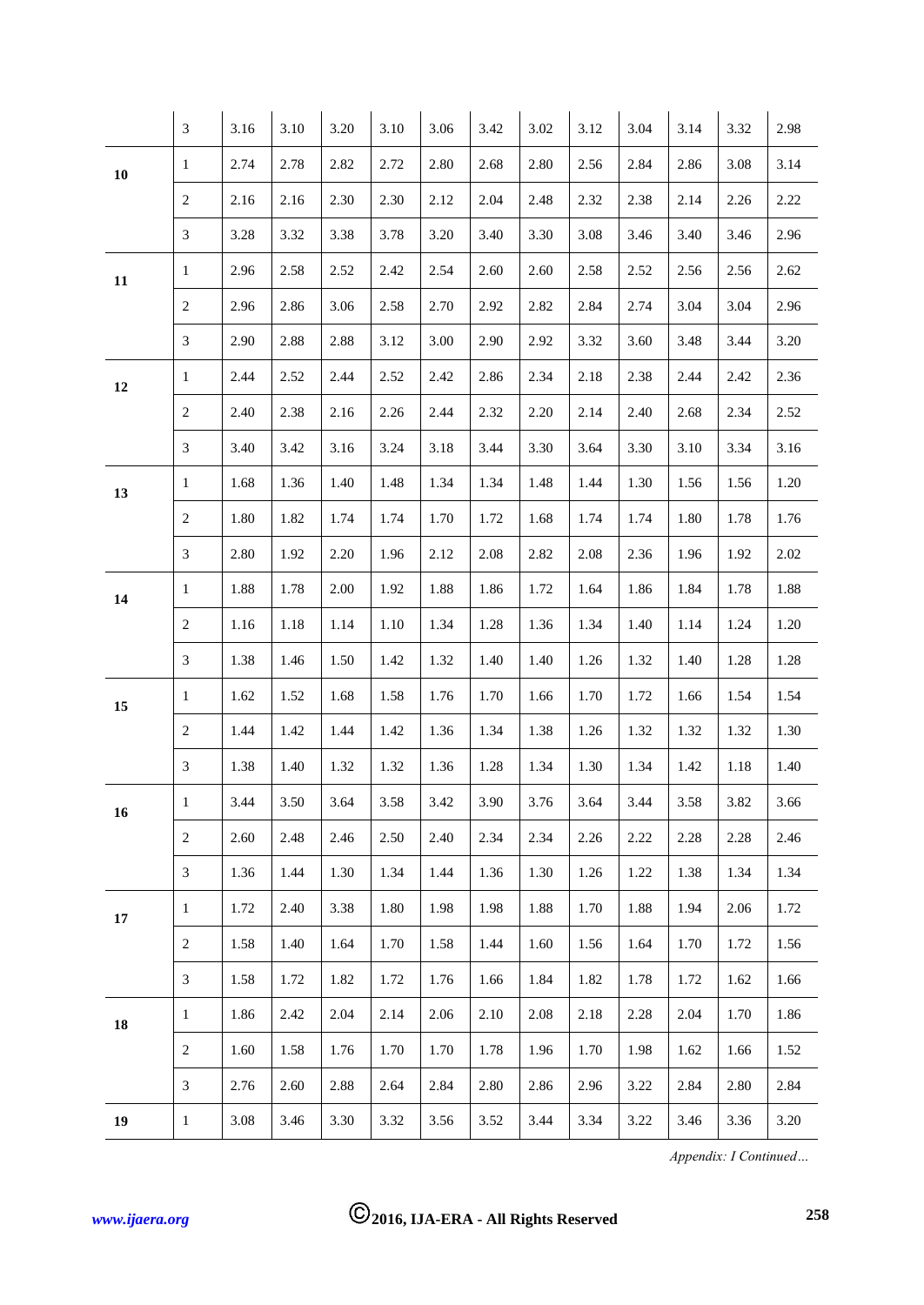|  | 3 | 3.16 | 3.10 | 3.20 | 3.10 | 3.06 | 3.42 | 3.02 | 3.12 | 3.04 | 3.14 | 3.32 | 2.98 |
|---|---|---|---|---|---|---|---|---|---|---|---|---|---|
| **10** | 1 | 2.74 | 2.78 | 2.82 | 2.72 | 2.80 | 2.68 | 2.80 | 2.56 | 2.84 | 2.86 | 3.08 | 3.14 |
|  | 2 | 2.16 | 2.16 | 2.30 | 2.30 | 2.12 | 2.04 | 2.48 | 2.32 | 2.38 | 2.14 | 2.26 | 2.22 |
|  | 3 | 3.28 | 3.32 | 3.38 | 3.78 | 3.20 | 3.40 | 3.30 | 3.08 | 3.46 | 3.40 | 3.46 | 2.96 |
| **11** | 1 | 2.96 | 2.58 | 2.52 | 2.42 | 2.54 | 2.60 | 2.60 | 2.58 | 2.52 | 2.56 | 2.56 | 2.62 |
|  | 2 | 2.96 | 2.86 | 3.06 | 2.58 | 2.70 | 2.92 | 2.82 | 2.84 | 2.74 | 3.04 | 3.04 | 2.96 |
|  | 3 | 2.90 | 2.88 | 2.88 | 3.12 | 3.00 | 2.90 | 2.92 | 3.32 | 3.60 | 3.48 | 3.44 | 3.20 |
| **12** | 1 | 2.44 | 2.52 | 2.44 | 2.52 | 2.42 | 2.86 | 2.34 | 2.18 | 2.38 | 2.44 | 2.42 | 2.36 |
|  | 2 | 2.40 | 2.38 | 2.16 | 2.26 | 2.44 | 2.32 | 2.20 | 2.14 | 2.40 | 2.68 | 2.34 | 2.52 |
|  | 3 | 3.40 | 3.42 | 3.16 | 3.24 | 3.18 | 3.44 | 3.30 | 3.64 | 3.30 | 3.10 | 3.34 | 3.16 |
| **13** | 1 | 1.68 | 1.36 | 1.40 | 1.48 | 1.34 | 1.34 | 1.48 | 1.44 | 1.30 | 1.56 | 1.56 | 1.20 |
|  | 2 | 1.80 | 1.82 | 1.74 | 1.74 | 1.70 | 1.72 | 1.68 | 1.74 | 1.74 | 1.80 | 1.78 | 1.76 |
|  | 3 | 2.80 | 1.92 | 2.20 | 1.96 | 2.12 | 2.08 | 2.82 | 2.08 | 2.36 | 1.96 | 1.92 | 2.02 |
| **14** | 1 | 1.88 | 1.78 | 2.00 | 1.92 | 1.88 | 1.86 | 1.72 | 1.64 | 1.86 | 1.84 | 1.78 | 1.88 |
|  | 2 | 1.16 | 1.18 | 1.14 | 1.10 | 1.34 | 1.28 | 1.36 | 1.34 | 1.40 | 1.14 | 1.24 | 1.20 |
|  | 3 | 1.38 | 1.46 | 1.50 | 1.42 | 1.32 | 1.40 | 1.40 | 1.26 | 1.32 | 1.40 | 1.28 | 1.28 |
| **15** | 1 | 1.62 | 1.52 | 1.68 | 1.58 | 1.76 | 1.70 | 1.66 | 1.70 | 1.72 | 1.66 | 1.54 | 1.54 |
|  | 2 | 1.44 | 1.42 | 1.44 | 1.42 | 1.36 | 1.34 | 1.38 | 1.26 | 1.32 | 1.32 | 1.32 | 1.30 |
|  | 3 | 1.38 | 1.40 | 1.32 | 1.32 | 1.36 | 1.28 | 1.34 | 1.30 | 1.34 | 1.42 | 1.18 | 1.40 |
| **16** | 1 | 3.44 | 3.50 | 3.64 | 3.58 | 3.42 | 3.90 | 3.76 | 3.64 | 3.44 | 3.58 | 3.82 | 3.66 |
|  | 2 | 2.60 | 2.48 | 2.46 | 2.50 | 2.40 | 2.34 | 2.34 | 2.26 | 2.22 | 2.28 | 2.28 | 2.46 |
|  | 3 | 1.36 | 1.44 | 1.30 | 1.34 | 1.44 | 1.36 | 1.30 | 1.26 | 1.22 | 1.38 | 1.34 | 1.34 |
| **17** | 1 | 1.72 | 2.40 | 3.38 | 1.80 | 1.98 | 1.98 | 1.88 | 1.70 | 1.88 | 1.94 | 2.06 | 1.72 |
|  | 2 | 1.58 | 1.40 | 1.64 | 1.70 | 1.58 | 1.44 | 1.60 | 1.56 | 1.64 | 1.70 | 1.72 | 1.56 |
|  | 3 | 1.58 | 1.72 | 1.82 | 1.72 | 1.76 | 1.66 | 1.84 | 1.82 | 1.78 | 1.72 | 1.62 | 1.66 |
| **18** | 1 | 1.86 | 2.42 | 2.04 | 2.14 | 2.06 | 2.10 | 2.08 | 2.18 | 2.28 | 2.04 | 1.70 | 1.86 |
|  | 2 | 1.60 | 1.58 | 1.76 | 1.70 | 1.70 | 1.78 | 1.96 | 1.70 | 1.98 | 1.62 | 1.66 | 1.52 |
|  | 3 | 2.76 | 2.60 | 2.88 | 2.64 | 2.84 | 2.80 | 2.86 | 2.96 | 3.22 | 2.84 | 2.80 | 2.84 |
| **19** | 1 | 3.08 | 3.46 | 3.30 | 3.32 | 3.56 | 3.52 | 3.44 | 3.34 | 3.22 | 3.46 | 3.36 | 3.20 |

*Appendix: I Continued…*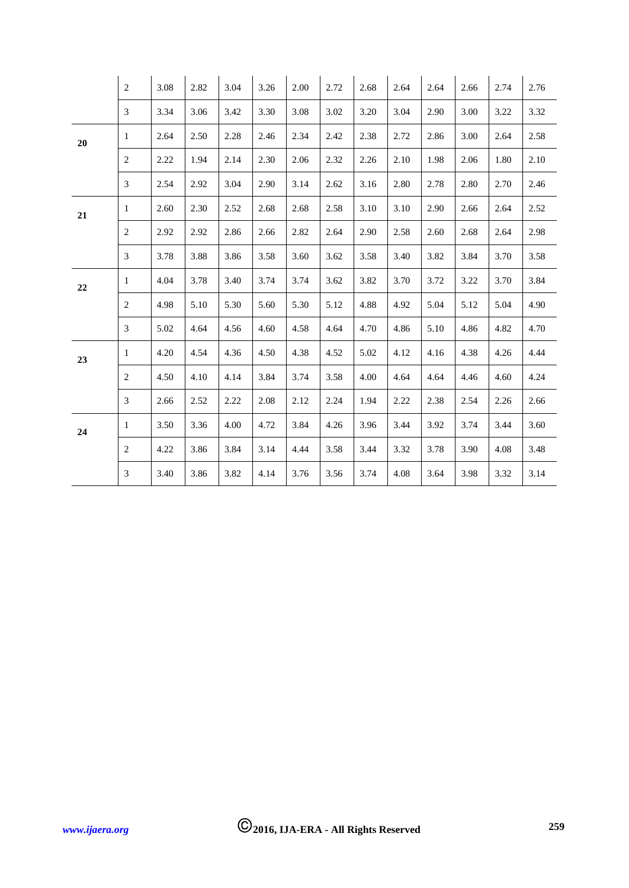| | | | | | | | | | | | | | |
|---|---|---|---|---|---|---|---|---|---|---|---|---|---|
| | 2 | 3.08 | 2.82 | 3.04 | 3.26 | 2.00 | 2.72 | 2.68 | 2.64 | 2.64 | 2.66 | 2.74 | 2.76 |
| | 3 | 3.34 | 3.06 | 3.42 | 3.30 | 3.08 | 3.02 | 3.20 | 3.04 | 2.90 | 3.00 | 3.22 | 3.32 |
| **20** | 1 | 2.64 | 2.50 | 2.28 | 2.46 | 2.34 | 2.42 | 2.38 | 2.72 | 2.86 | 3.00 | 2.64 | 2.58 |
| | 2 | 2.22 | 1.94 | 2.14 | 2.30 | 2.06 | 2.32 | 2.26 | 2.10 | 1.98 | 2.06 | 1.80 | 2.10 |
| | 3 | 2.54 | 2.92 | 3.04 | 2.90 | 3.14 | 2.62 | 3.16 | 2.80 | 2.78 | 2.80 | 2.70 | 2.46 |
| **21** | 1 | 2.60 | 2.30 | 2.52 | 2.68 | 2.68 | 2.58 | 3.10 | 3.10 | 2.90 | 2.66 | 2.64 | 2.52 |
| | 2 | 2.92 | 2.92 | 2.86 | 2.66 | 2.82 | 2.64 | 2.90 | 2.58 | 2.60 | 2.68 | 2.64 | 2.98 |
| | 3 | 3.78 | 3.88 | 3.86 | 3.58 | 3.60 | 3.62 | 3.58 | 3.40 | 3.82 | 3.84 | 3.70 | 3.58 |
| **22** | 1 | 4.04 | 3.78 | 3.40 | 3.74 | 3.74 | 3.62 | 3.82 | 3.70 | 3.72 | 3.22 | 3.70 | 3.84 |
| | 2 | 4.98 | 5.10 | 5.30 | 5.60 | 5.30 | 5.12 | 4.88 | 4.92 | 5.04 | 5.12 | 5.04 | 4.90 |
| | 3 | 5.02 | 4.64 | 4.56 | 4.60 | 4.58 | 4.64 | 4.70 | 4.86 | 5.10 | 4.86 | 4.82 | 4.70 |
| **23** | 1 | 4.20 | 4.54 | 4.36 | 4.50 | 4.38 | 4.52 | 5.02 | 4.12 | 4.16 | 4.38 | 4.26 | 4.44 |
| | 2 | 4.50 | 4.10 | 4.14 | 3.84 | 3.74 | 3.58 | 4.00 | 4.64 | 4.64 | 4.46 | 4.60 | 4.24 |
| | 3 | 2.66 | 2.52 | 2.22 | 2.08 | 2.12 | 2.24 | 1.94 | 2.22 | 2.38 | 2.54 | 2.26 | 2.66 |
| **24** | 1 | 3.50 | 3.36 | 4.00 | 4.72 | 3.84 | 4.26 | 3.96 | 3.44 | 3.92 | 3.74 | 3.44 | 3.60 |
| | 2 | 4.22 | 3.86 | 3.84 | 3.14 | 4.44 | 3.58 | 3.44 | 3.32 | 3.78 | 3.90 | 4.08 | 3.48 |
| | 3 | 3.40 | 3.86 | 3.82 | 4.14 | 3.76 | 3.56 | 3.74 | 4.08 | 3.64 | 3.98 | 3.32 | 3.14 |